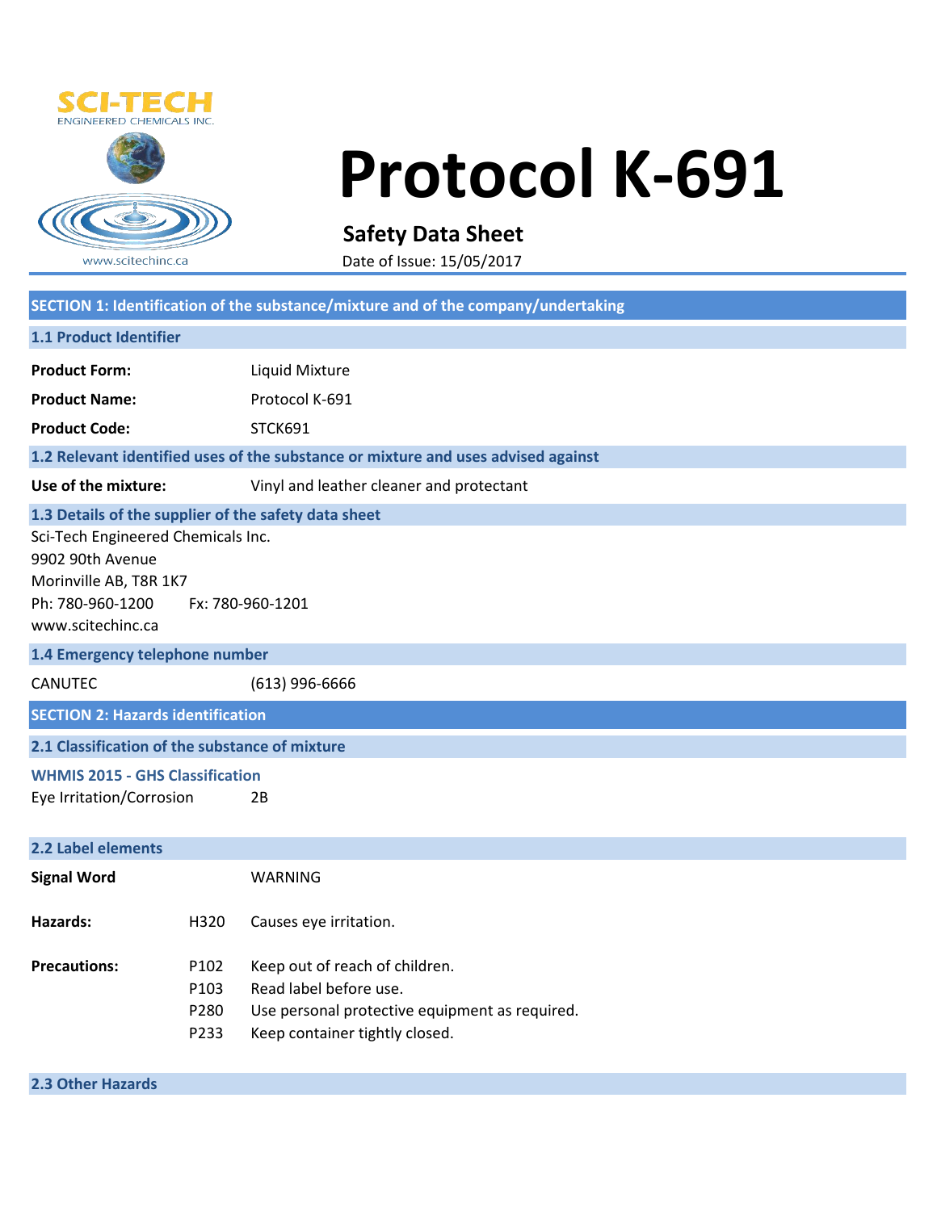SCI-TECH
ENGINEERED CHEMICALS INC.

www.scitechinc.ca

# Protocol K-691

**Safety Data Sheet**

Date of Issue: 15/05/2017

## SECTION 1: Identification of the substance/mixture and of the company/undertaking

### 1.1 Product Identifier

| | |
|---|---|
| **Product Form:** | Liquid Mixture |
| **Product Name:** | Protocol K-691 |
| **Product Code:** | STCK691 |

### 1.2 Relevant identified uses of the substance or mixture and uses advised against

| | |
|---|---|
| **Use of the mixture:** | Vinyl and leather cleaner and protectant |

### 1.3 Details of the supplier of the safety data sheet

Sci-Tech Engineered Chemicals Inc.
9902 90th Avenue
Morinville AB, T8R 1K7
Ph: 780-960-1200 Fx: 780-960-1201
www.scitechinc.ca

### 1.4 Emergency telephone number

| | |
|---|---|
| CANUTEC | (613) 996-6666 |

## SECTION 2: Hazards identification

### 2.1 Classification of the substance of mixture

**WHMIS 2015 - GHS Classification**

| | |
|---|---|
| Eye Irritation/Corrosion | 2B |

### 2.2 Label elements

| | | |
|---|---|---|
| **Signal Word** | | WARNING |
| **Hazards:** | H320 | Causes eye irritation. |
| **Precautions:** | P102 | Keep out of reach of children. |
| | P103 | Read label before use. |
| | P280 | Use personal protective equipment as required. |
| | P233 | Keep container tightly closed. |

### 2.3 Other Hazards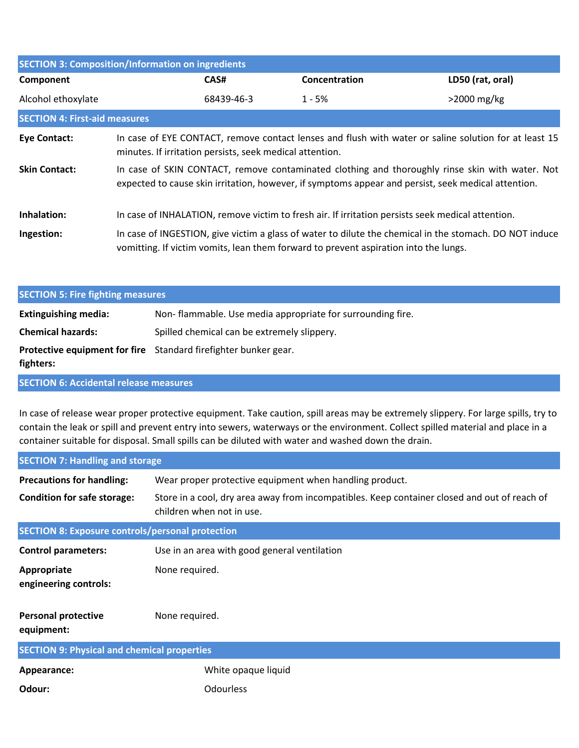## SECTION 3: Composition/Information on ingredients

| Component | CAS# | Concentration | LD50 (rat, oral) |
|---|---|---|---|
| Alcohol ethoxylate | 68439-46-3 | 1 - 5% | >2000 mg/kg |

## SECTION 4: First-aid measures

**Eye Contact:** In case of EYE CONTACT, remove contact lenses and flush with water or saline solution for at least 15 minutes. If irritation persists, seek medical attention.

**Skin Contact:** In case of SKIN CONTACT, remove contaminated clothing and thoroughly rinse skin with water. Not expected to cause skin irritation, however, if symptoms appear and persist, seek medical attention.

**Inhalation:** In case of INHALATION, remove victim to fresh air. If irritation persists seek medical attention.

**Ingestion:** In case of INGESTION, give victim a glass of water to dilute the chemical in the stomach. DO NOT induce vomitting. If victim vomits, lean them forward to prevent aspiration into the lungs.

## SECTION 5: Fire fighting measures

**Extinguishing media:** Non- flammable. Use media appropriate for surrounding fire.

**Chemical hazards:** Spilled chemical can be extremely slippery.

**Protective equipment for fire fighters:** Standard firefighter bunker gear.

## SECTION 6: Accidental release measures

In case of release wear proper protective equipment. Take caution, spill areas may be extremely slippery. For large spills, try to contain the leak or spill and prevent entry into sewers, waterways or the environment. Collect spilled material and place in a container suitable for disposal. Small spills can be diluted with water and washed down the drain.

## SECTION 7: Handling and storage

**Precautions for handling:** Wear proper protective equipment when handling product.

**Condition for safe storage:** Store in a cool, dry area away from incompatibles. Keep container closed and out of reach of children when not in use.

## SECTION 8: Exposure controls/personal protection

**Control parameters:** Use in an area with good general ventilation

**Appropriate engineering controls:** None required.

**Personal protective equipment:** None required.

## SECTION 9: Physical and chemical properties

**Appearance:** White opaque liquid

**Odour:** Odourless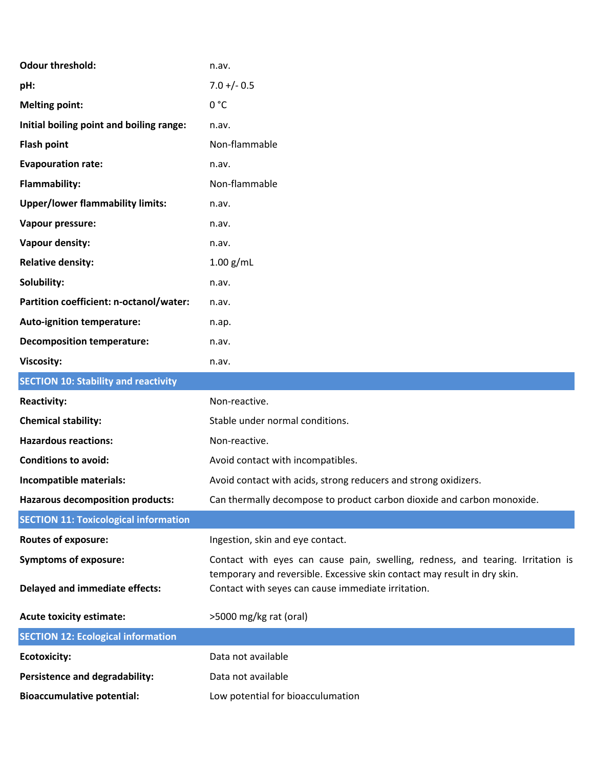| | |
|---|---|
| **Odour threshold:** | n.av. |
| **pH:** | 7.0 +/- 0.5 |
| **Melting point:** | 0 °C |
| **Initial boiling point and boiling range:** | n.av. |
| **Flash point** | Non-flammable |
| **Evapouration rate:** | n.av. |
| **Flammability:** | Non-flammable |
| **Upper/lower flammability limits:** | n.av. |
| **Vapour pressure:** | n.av. |
| **Vapour density:** | n.av. |
| **Relative density:** | 1.00 g/mL |
| **Solubility:** | n.av. |
| **Partition coefficient: n-octanol/water:** | n.av. |
| **Auto-ignition temperature:** | n.ap. |
| **Decomposition temperature:** | n.av. |
| **Viscosity:** | n.av. |

## SECTION 10: Stability and reactivity

| | |
|---|---|
| **Reactivity:** | Non-reactive. |
| **Chemical stability:** | Stable under normal conditions. |
| **Hazardous reactions:** | Non-reactive. |
| **Conditions to avoid:** | Avoid contact with incompatibles. |
| **Incompatible materials:** | Avoid contact with acids, strong reducers and strong oxidizers. |
| **Hazarous decomposition products:** | Can thermally decompose to product carbon dioxide and carbon monoxide. |

## SECTION 11: Toxicological information

| | |
|---|---|
| **Routes of exposure:** | Ingestion, skin and eye contact. |
| **Symptoms of exposure:** | Contact with eyes can cause pain, swelling, redness, and tearing. Irritation is temporary and reversible. Excessive skin contact may result in dry skin. |
| **Delayed and immediate effects:** | Contact with seyes can cause immediate irritation. |
| **Acute toxicity estimate:** | >5000 mg/kg rat (oral) |

## SECTION 12: Ecological information

| | |
|---|---|
| **Ecotoxicity:** | Data not available |
| **Persistence and degradability:** | Data not available |
| **Bioaccumulative potential:** | Low potential for bioacculumation |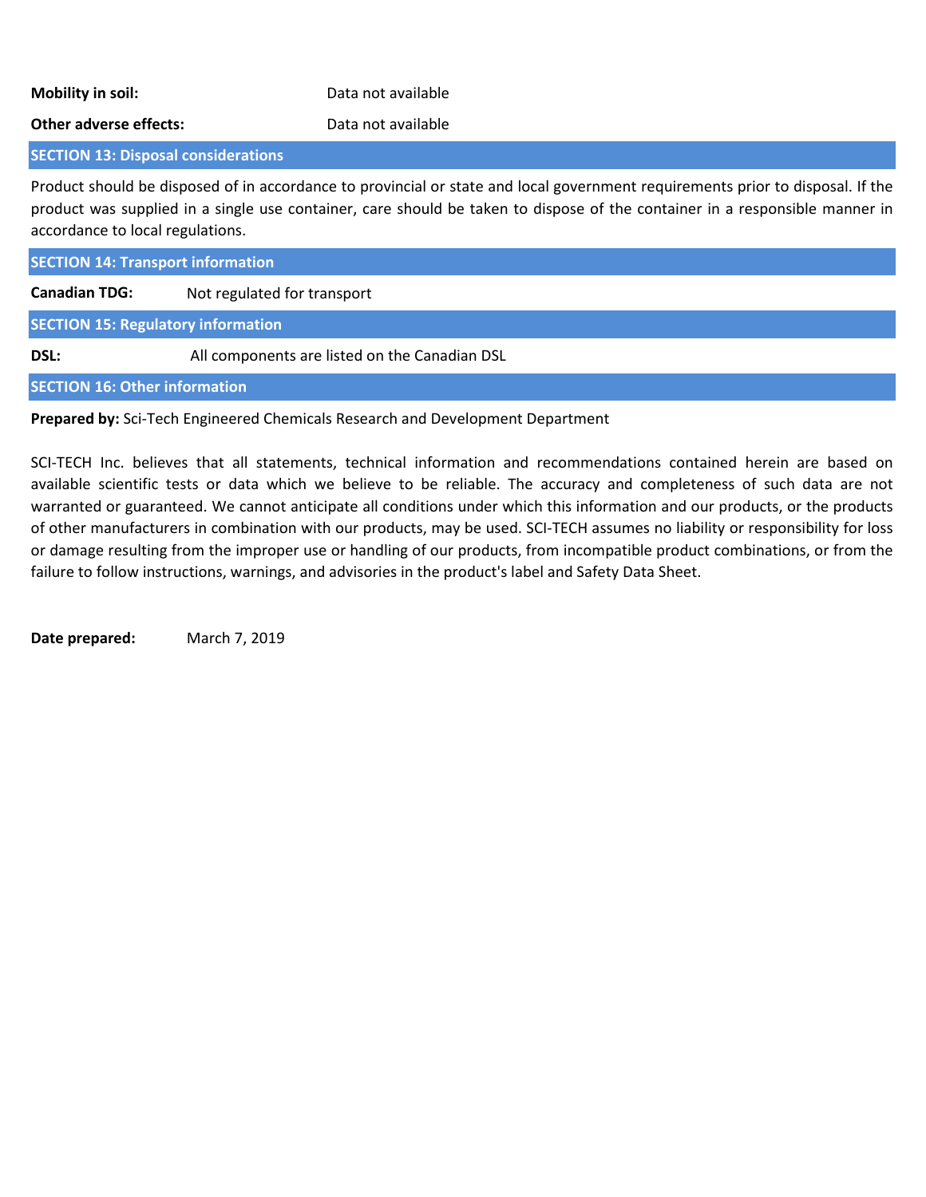**Mobility in soil:** Data not available

**Other adverse effects:** Data not available

## SECTION 13: Disposal considerations

Product should be disposed of in accordance to provincial or state and local government requirements prior to disposal. If the product was supplied in a single use container, care should be taken to dispose of the container in a responsible manner in accordance to local regulations.

## SECTION 14: Transport information

**Canadian TDG:** Not regulated for transport

## SECTION 15: Regulatory information

**DSL:** All components are listed on the Canadian DSL

## SECTION 16: Other information

**Prepared by:** Sci-Tech Engineered Chemicals Research and Development Department

SCI-TECH Inc. believes that all statements, technical information and recommendations contained herein are based on available scientific tests or data which we believe to be reliable. The accuracy and completeness of such data are not warranted or guaranteed. We cannot anticipate all conditions under which this information and our products, or the products of other manufacturers in combination with our products, may be used. SCI-TECH assumes no liability or responsibility for loss or damage resulting from the improper use or handling of our products, from incompatible product combinations, or from the failure to follow instructions, warnings, and advisories in the product's label and Safety Data Sheet.

**Date prepared:** March 7, 2019